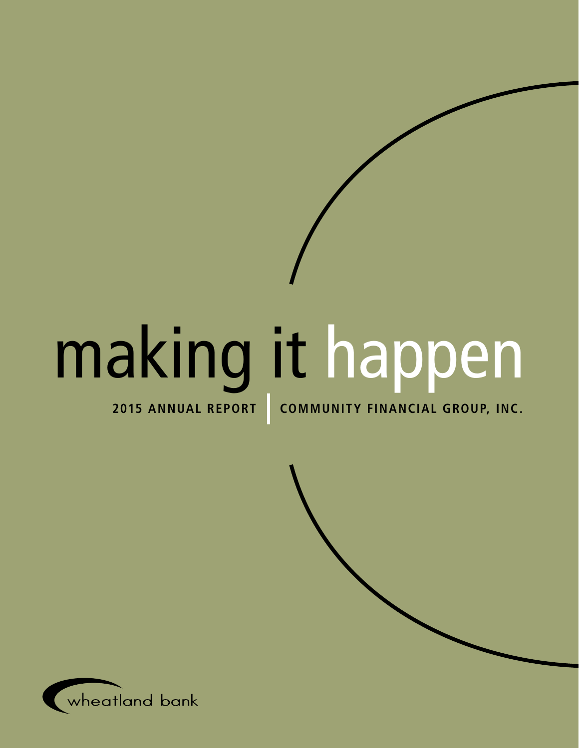# making it happen

**2015 ANNUAL REPORT | COMMUNITY FINANCIAL GROUP, INC.**

wheatland bank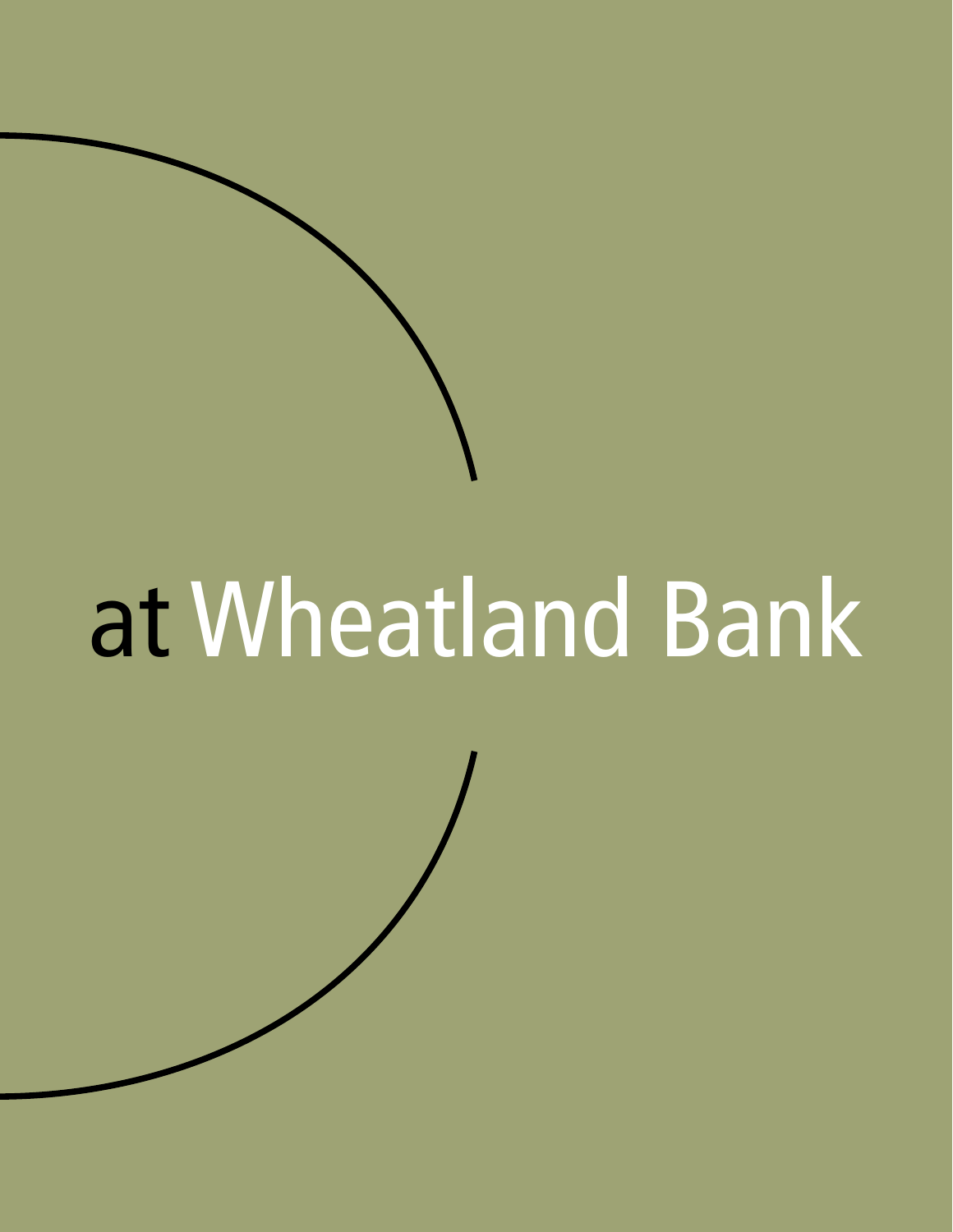# at Wheatland Bank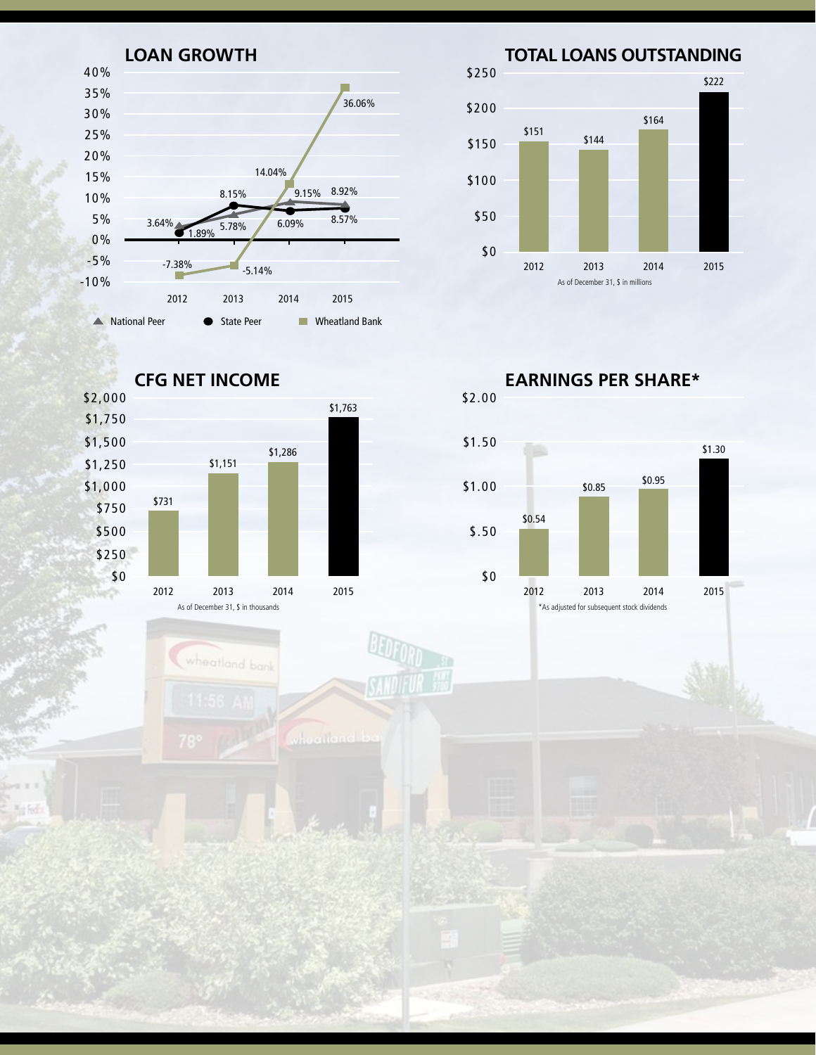## LOAN GROWTH

| Year | National Peer | State Peer | Wheatland Bank |
|---|---|---|---|
| 2012 | 3.64% | 1.89% | -7.38% |
| 2013 | 5.78% | 8.15% | -5.14% |
| 2014 | 9.15% | 6.09% | 14.04% |
| 2015 | 8.92% | 8.57% | 36.06% |

## TOTAL LOANS OUTSTANDING

| Year | Total Loans |
|---|---|
| 2012 | $151 |
| 2013 | $144 |
| 2014 | $164 |
| 2015 | $222 |

As of December 31, $ in millions

## CFG NET INCOME

| Year | Net Income |
|---|---|
| 2012 | $731 |
| 2013 | $1,151 |
| 2014 | $1,286 |
| 2015 | $1,763 |

As of December 31, $ in thousands

## EARNINGS PER SHARE*

| Year | EPS |
|---|---|
| 2012 | $0.54 |
| 2013 | $0.85 |
| 2014 | $0.95 |
| 2015 | $1.30 |

*As adjusted for subsequent stock dividends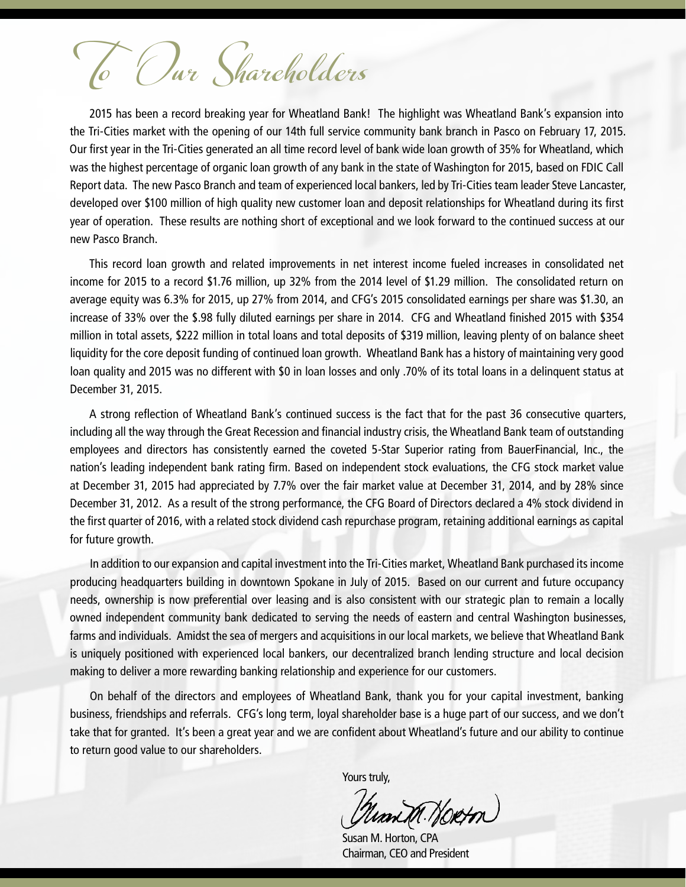# To Our Shareholders

2015 has been a record breaking year for Wheatland Bank! The highlight was Wheatland Bank's expansion into the Tri-Cities market with the opening of our 14th full service community bank branch in Pasco on February 17, 2015. Our first year in the Tri-Cities generated an all time record level of bank wide loan growth of 35% for Wheatland, which was the highest percentage of organic loan growth of any bank in the state of Washington for 2015, based on FDIC Call Report data. The new Pasco Branch and team of experienced local bankers, led by Tri-Cities team leader Steve Lancaster, developed over $100 million of high quality new customer loan and deposit relationships for Wheatland during its first year of operation. These results are nothing short of exceptional and we look forward to the continued success at our new Pasco Branch.

This record loan growth and related improvements in net interest income fueled increases in consolidated net income for 2015 to a record $1.76 million, up 32% from the 2014 level of $1.29 million. The consolidated return on average equity was 6.3% for 2015, up 27% from 2014, and CFG's 2015 consolidated earnings per share was $1.30, an increase of 33% over the $.98 fully diluted earnings per share in 2014. CFG and Wheatland finished 2015 with $354 million in total assets, $222 million in total loans and total deposits of $319 million, leaving plenty of on balance sheet liquidity for the core deposit funding of continued loan growth. Wheatland Bank has a history of maintaining very good loan quality and 2015 was no different with $0 in loan losses and only .70% of its total loans in a delinquent status at December 31, 2015.

A strong reflection of Wheatland Bank's continued success is the fact that for the past 36 consecutive quarters, including all the way through the Great Recession and financial industry crisis, the Wheatland Bank team of outstanding employees and directors has consistently earned the coveted 5-Star Superior rating from BauerFinancial, Inc., the nation's leading independent bank rating firm. Based on independent stock evaluations, the CFG stock market value at December 31, 2015 had appreciated by 7.7% over the fair market value at December 31, 2014, and by 28% since December 31, 2012. As a result of the strong performance, the CFG Board of Directors declared a 4% stock dividend in the first quarter of 2016, with a related stock dividend cash repurchase program, retaining additional earnings as capital for future growth.

In addition to our expansion and capital investment into the Tri-Cities market, Wheatland Bank purchased its income producing headquarters building in downtown Spokane in July of 2015. Based on our current and future occupancy needs, ownership is now preferential over leasing and is also consistent with our strategic plan to remain a locally owned independent community bank dedicated to serving the needs of eastern and central Washington businesses, farms and individuals. Amidst the sea of mergers and acquisitions in our local markets, we believe that Wheatland Bank is uniquely positioned with experienced local bankers, our decentralized branch lending structure and local decision making to deliver a more rewarding banking relationship and experience for our customers.

On behalf of the directors and employees of Wheatland Bank, thank you for your capital investment, banking business, friendships and referrals. CFG's long term, loyal shareholder base is a huge part of our success, and we don't take that for granted. It's been a great year and we are confident about Wheatland's future and our ability to continue to return good value to our shareholders.

Yours truly,

Susan M. Horton, CPA
Chairman, CEO and President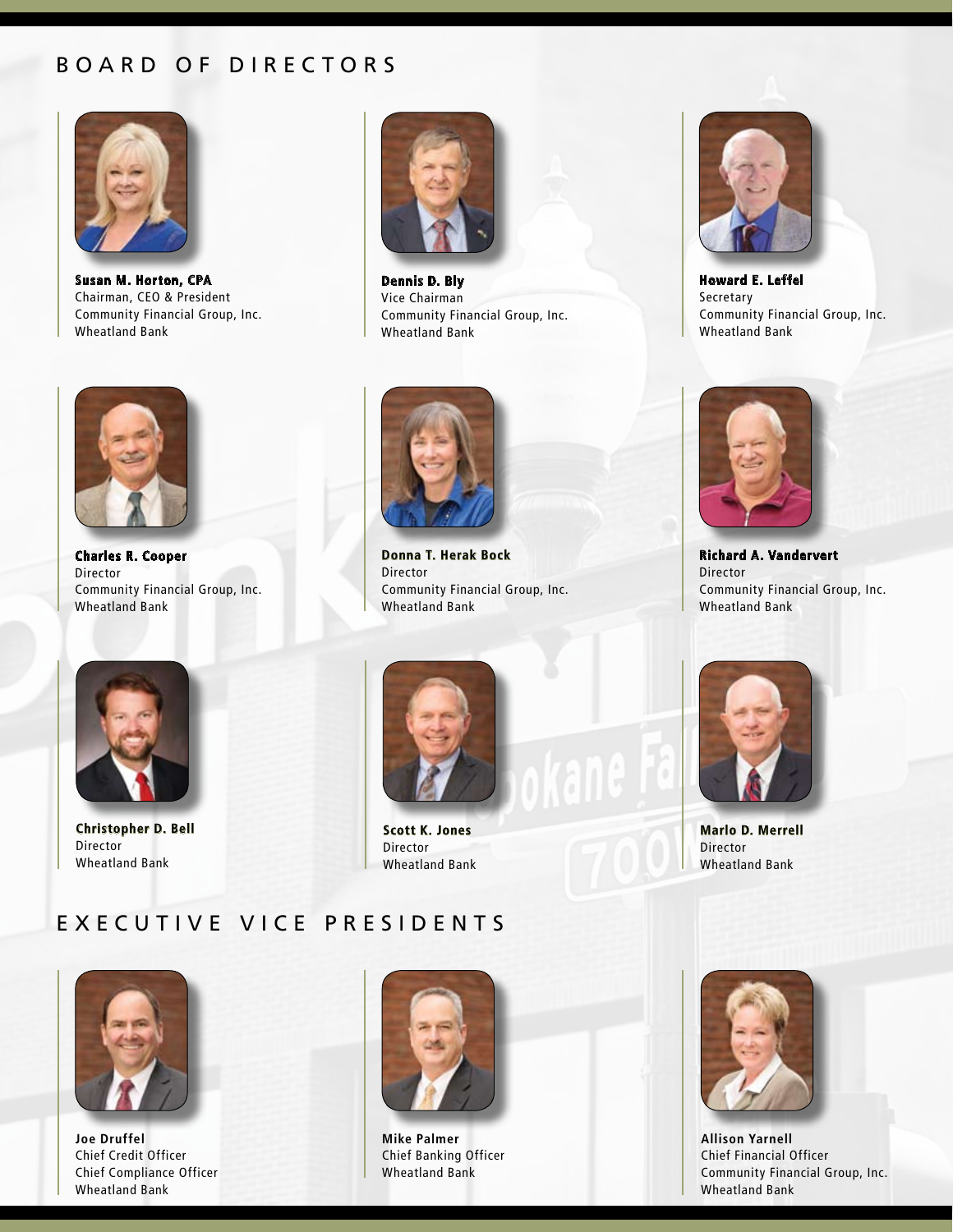# BOARD OF DIRECTORS

**Susan M. Horton, CPA**
Chairman, CEO & President
Community Financial Group, Inc.
Wheatland Bank

**Dennis D. Bly**
Vice Chairman
Community Financial Group, Inc.
Wheatland Bank

**Howard E. Leffel**
Secretary
Community Financial Group, Inc.
Wheatland Bank

**Charles R. Cooper**
Director
Community Financial Group, Inc.
Wheatland Bank

**Donna T. Herak Bock**
Director
Community Financial Group, Inc.
Wheatland Bank

**Richard A. Vandervert**
Director
Community Financial Group, Inc.
Wheatland Bank

**Christopher D. Bell**
Director
Wheatland Bank

**Scott K. Jones**
Director
Wheatland Bank

**Marlo D. Merrell**
Director
Wheatland Bank

# EXECUTIVE VICE PRESIDENTS

**Joe Druffel**
Chief Credit Officer
Chief Compliance Officer
Wheatland Bank

**Mike Palmer**
Chief Banking Officer
Wheatland Bank

**Allison Yarnell**
Chief Financial Officer
Community Financial Group, Inc.
Wheatland Bank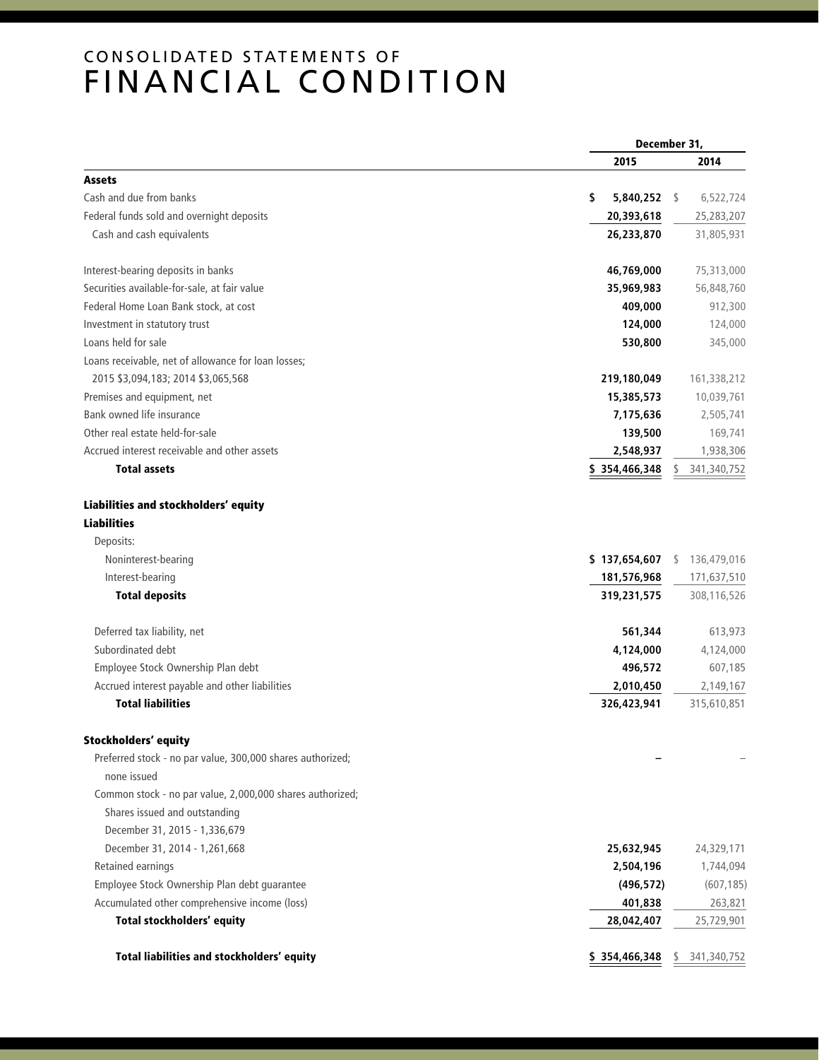# CONSOLIDATED STATEMENTS OF FINANCIAL CONDITION

| | December 31, | |
|---|---|---|
| | 2015 | 2014 |
| **Assets** | | |
| Cash and due from banks | $ 5,840,252 | $ 6,522,724 |
| Federal funds sold and overnight deposits | 20,393,618 | 25,283,207 |
| Cash and cash equivalents | 26,233,870 | 31,805,931 |
| | | |
| Interest-bearing deposits in banks | 46,769,000 | 75,313,000 |
| Securities available-for-sale, at fair value | 35,969,983 | 56,848,760 |
| Federal Home Loan Bank stock, at cost | 409,000 | 912,300 |
| Investment in statutory trust | 124,000 | 124,000 |
| Loans held for sale | 530,800 | 345,000 |
| Loans receivable, net of allowance for loan losses; 2015 $3,094,183; 2014 $3,065,568 | 219,180,049 | 161,338,212 |
| Premises and equipment, net | 15,385,573 | 10,039,761 |
| Bank owned life insurance | 7,175,636 | 2,505,741 |
| Other real estate held-for-sale | 139,500 | 169,741 |
| Accrued interest receivable and other assets | 2,548,937 | 1,938,306 |
| **Total assets** | $ 354,466,348 | $ 341,340,752 |
| | | |
| **Liabilities and stockholders' equity** | | |
| **Liabilities** | | |
| Deposits: | | |
| Noninterest-bearing | $ 137,654,607 | $ 136,479,016 |
| Interest-bearing | 181,576,968 | 171,637,510 |
| **Total deposits** | 319,231,575 | 308,116,526 |
| | | |
| Deferred tax liability, net | 561,344 | 613,973 |
| Subordinated debt | 4,124,000 | 4,124,000 |
| Employee Stock Ownership Plan debt | 496,572 | 607,185 |
| Accrued interest payable and other liabilities | 2,010,450 | 2,149,167 |
| **Total liabilities** | 326,423,941 | 315,610,851 |
| | | |
| **Stockholders' equity** | | |
| Preferred stock - no par value, 300,000 shares authorized; none issued | – | – |
| Common stock - no par value, 2,000,000 shares authorized; Shares issued and outstanding December 31, 2015 - 1,336,679 December 31, 2014 - 1,261,668 | 25,632,945 | 24,329,171 |
| Retained earnings | 2,504,196 | 1,744,094 |
| Employee Stock Ownership Plan debt guarantee | (496,572) | (607,185) |
| Accumulated other comprehensive income (loss) | 401,838 | 263,821 |
| **Total stockholders' equity** | 28,042,407 | 25,729,901 |
| | | |
| **Total liabilities and stockholders' equity** | $ 354,466,348 | $ 341,340,752 |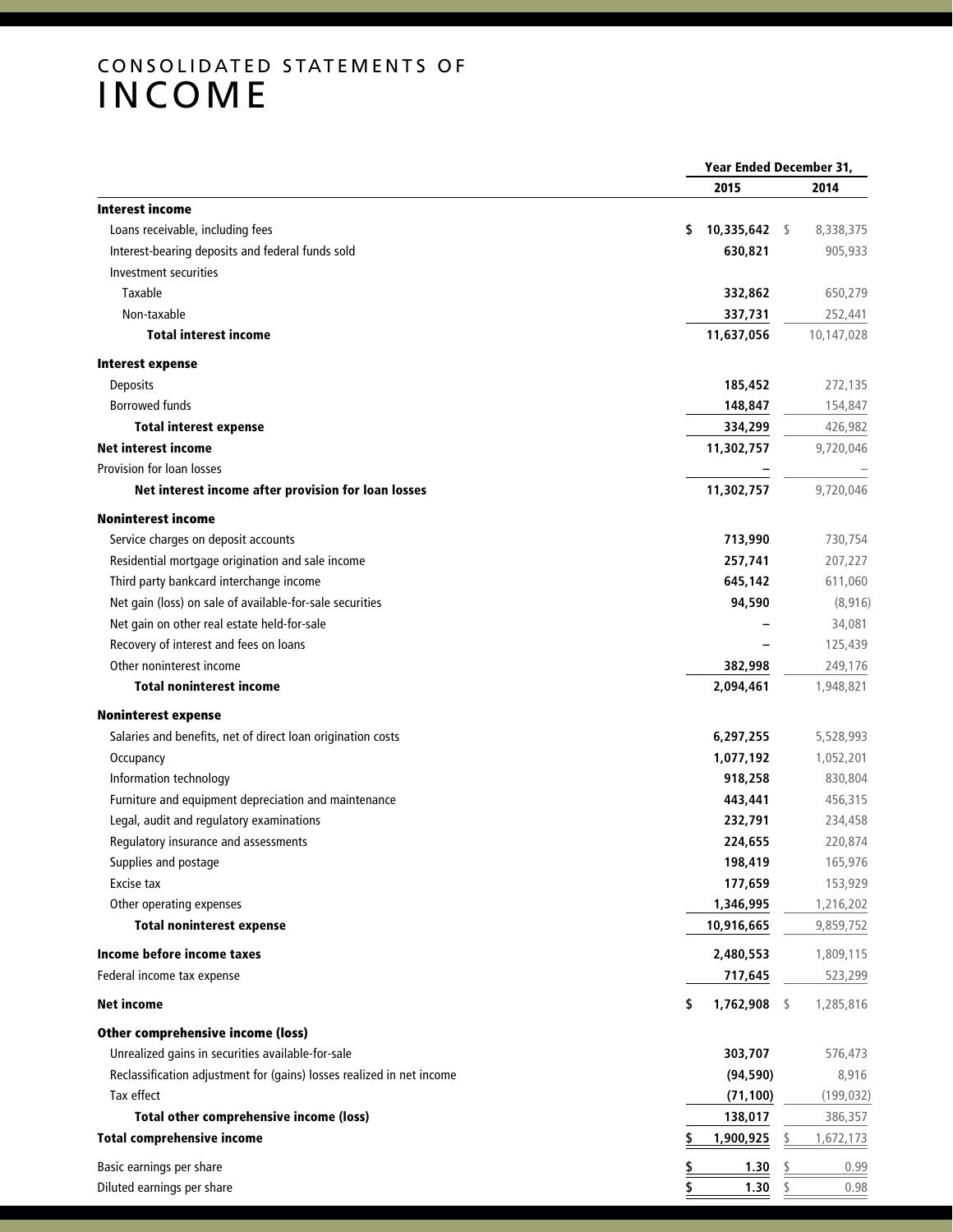# CONSOLIDATED STATEMENTS OF INCOME

| | Year Ended December 31, | |
|---|---|---|
| | **2015** | **2014** |
| **Interest income** | | |
| Loans receivable, including fees | **$ 10,335,642** | $ 8,338,375 |
| Interest-bearing deposits and federal funds sold | **630,821** | 905,933 |
| Investment securities | | |
| Taxable | **332,862** | 650,279 |
| Non-taxable | **337,731** | 252,441 |
| **Total interest income** | **11,637,056** | 10,147,028 |
| **Interest expense** | | |
| Deposits | **185,452** | 272,135 |
| Borrowed funds | **148,847** | 154,847 |
| **Total interest expense** | **334,299** | 426,982 |
| **Net interest income** | **11,302,757** | 9,720,046 |
| Provision for loan losses | **–** | – |
| **Net interest income after provision for loan losses** | **11,302,757** | 9,720,046 |
| **Noninterest income** | | |
| Service charges on deposit accounts | **713,990** | 730,754 |
| Residential mortgage origination and sale income | **257,741** | 207,227 |
| Third party bankcard interchange income | **645,142** | 611,060 |
| Net gain (loss) on sale of available-for-sale securities | **94,590** | (8,916) |
| Net gain on other real estate held-for-sale | **–** | 34,081 |
| Recovery of interest and fees on loans | **–** | 125,439 |
| Other noninterest income | **382,998** | 249,176 |
| **Total noninterest income** | **2,094,461** | 1,948,821 |
| **Noninterest expense** | | |
| Salaries and benefits, net of direct loan origination costs | **6,297,255** | 5,528,993 |
| Occupancy | **1,077,192** | 1,052,201 |
| Information technology | **918,258** | 830,804 |
| Furniture and equipment depreciation and maintenance | **443,441** | 456,315 |
| Legal, audit and regulatory examinations | **232,791** | 234,458 |
| Regulatory insurance and assessments | **224,655** | 220,874 |
| Supplies and postage | **198,419** | 165,976 |
| Excise tax | **177,659** | 153,929 |
| Other operating expenses | **1,346,995** | 1,216,202 |
| **Total noninterest expense** | **10,916,665** | 9,859,752 |
| **Income before income taxes** | **2,480,553** | 1,809,115 |
| Federal income tax expense | **717,645** | 523,299 |
| **Net income** | **$ 1,762,908** | $ 1,285,816 |
| **Other comprehensive income (loss)** | | |
| Unrealized gains in securities available-for-sale | **303,707** | 576,473 |
| Reclassification adjustment for (gains) losses realized in net income | **(94,590)** | 8,916 |
| Tax effect | **(71,100)** | (199,032) |
| **Total other comprehensive income (loss)** | **138,017** | 386,357 |
| **Total comprehensive income** | **$ 1,900,925** | $ 1,672,173 |
| Basic earnings per share | **$ 1.30** | $ 0.99 |
| Diluted earnings per share | **$ 1.30** | $ 0.98 |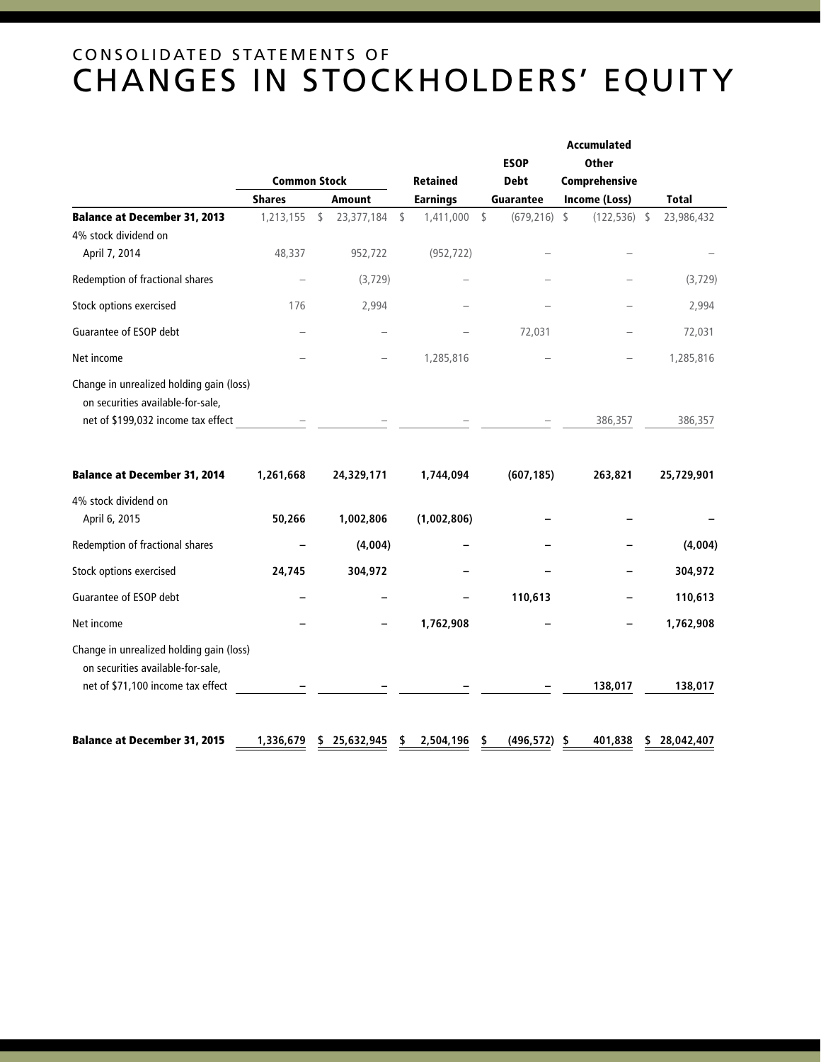# CONSOLIDATED STATEMENTS OF CHANGES IN STOCKHOLDERS' EQUITY

| | Common Stock | | Retained | ESOP Debt | Accumulated Other Comprehensive | |
|---|---|---|---|---|---|---|
| | Shares | Amount | Earnings | Guarantee | Income (Loss) | Total |
| **Balance at December 31, 2013** | 1,213,155 | $ 23,377,184 | $ 1,411,000 | $ (679,216) | $ (122,536) | $ 23,986,432 |
| 4% stock dividend on April 7, 2014 | 48,337 | 952,722 | (952,722) | – | – | – |
| Redemption of fractional shares | – | (3,729) | – | – | – | (3,729) |
| Stock options exercised | 176 | 2,994 | – | – | – | 2,994 |
| Guarantee of ESOP debt | – | – | – | 72,031 | – | 72,031 |
| Net income | – | – | 1,285,816 | – | – | 1,285,816 |
| Change in unrealized holding gain (loss) on securities available-for-sale, net of $199,032 income tax effect | – | – | – | – | 386,357 | 386,357 |
| **Balance at December 31, 2014** | **1,261,668** | **24,329,171** | **1,744,094** | **(607,185)** | **263,821** | **25,729,901** |
| 4% stock dividend on April 6, 2015 | **50,266** | **1,002,806** | **(1,002,806)** | **–** | **–** | **–** |
| Redemption of fractional shares | **–** | **(4,004)** | **–** | **–** | **–** | **(4,004)** |
| Stock options exercised | **24,745** | **304,972** | **–** | **–** | **–** | **304,972** |
| Guarantee of ESOP debt | **–** | **–** | **–** | **110,613** | **–** | **110,613** |
| Net income | **–** | **–** | **1,762,908** | **–** | **–** | **1,762,908** |
| Change in unrealized holding gain (loss) on securities available-for-sale, net of $71,100 income tax effect | **–** | **–** | **–** | **–** | **138,017** | **138,017** |
| **Balance at December 31, 2015** | **1,336,679** | **$ 25,632,945** | **$ 2,504,196** | **$ (496,572)** | **$ 401,838** | **$ 28,042,407** |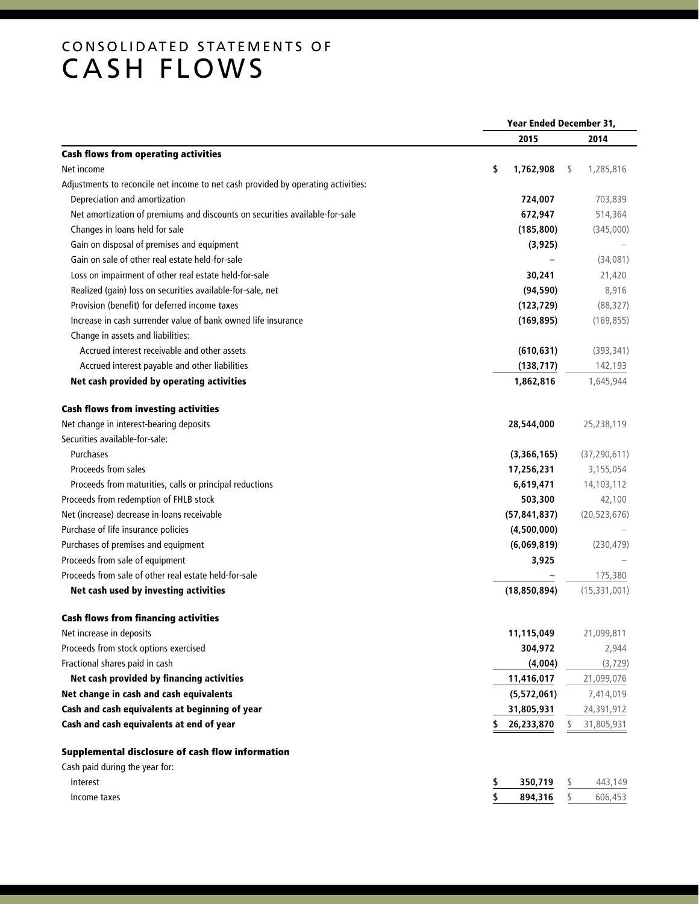# CONSOLIDATED STATEMENTS OF CASH FLOWS

| | Year Ended December 31, | |
|---|---|---|
| | **2015** | **2014** |
| **Cash flows from operating activities** | | |
| Net income | **$ 1,762,908** | $ 1,285,816 |
| Adjustments to reconcile net income to net cash provided by operating activities: | | |
| Depreciation and amortization | **724,007** | 703,839 |
| Net amortization of premiums and discounts on securities available-for-sale | **672,947** | 514,364 |
| Changes in loans held for sale | **(185,800)** | (345,000) |
| Gain on disposal of premises and equipment | **(3,925)** | – |
| Gain on sale of other real estate held-for-sale | **–** | (34,081) |
| Loss on impairment of other real estate held-for-sale | **30,241** | 21,420 |
| Realized (gain) loss on securities available-for-sale, net | **(94,590)** | 8,916 |
| Provision (benefit) for deferred income taxes | **(123,729)** | (88,327) |
| Increase in cash surrender value of bank owned life insurance | **(169,895)** | (169,855) |
| Change in assets and liabilities: | | |
| Accrued interest receivable and other assets | **(610,631)** | (393,341) |
| Accrued interest payable and other liabilities | **(138,717)** | 142,193 |
| **Net cash provided by operating activities** | **1,862,816** | 1,645,944 |
| **Cash flows from investing activities** | | |
| Net change in interest-bearing deposits | **28,544,000** | 25,238,119 |
| Securities available-for-sale: | | |
| Purchases | **(3,366,165)** | (37,290,611) |
| Proceeds from sales | **17,256,231** | 3,155,054 |
| Proceeds from maturities, calls or principal reductions | **6,619,471** | 14,103,112 |
| Proceeds from redemption of FHLB stock | **503,300** | 42,100 |
| Net (increase) decrease in loans receivable | **(57,841,837)** | (20,523,676) |
| Purchase of life insurance policies | **(4,500,000)** | – |
| Purchases of premises and equipment | **(6,069,819)** | (230,479) |
| Proceeds from sale of equipment | **3,925** | – |
| Proceeds from sale of other real estate held-for-sale | **–** | 175,380 |
| **Net cash used by investing activities** | **(18,850,894)** | (15,331,001) |
| **Cash flows from financing activities** | | |
| Net increase in deposits | **11,115,049** | 21,099,811 |
| Proceeds from stock options exercised | **304,972** | 2,944 |
| Fractional shares paid in cash | **(4,004)** | (3,729) |
| **Net cash provided by financing activities** | **11,416,017** | 21,099,076 |
| **Net change in cash and cash equivalents** | **(5,572,061)** | 7,414,019 |
| **Cash and cash equivalents at beginning of year** | **31,805,931** | 24,391,912 |
| **Cash and cash equivalents at end of year** | **$ 26,233,870** | $ 31,805,931 |
| **Supplemental disclosure of cash flow information** | | |
| Cash paid during the year for: | | |
| Interest | **$ 350,719** | $ 443,149 |
| Income taxes | **$ 894,316** | $ 606,453 |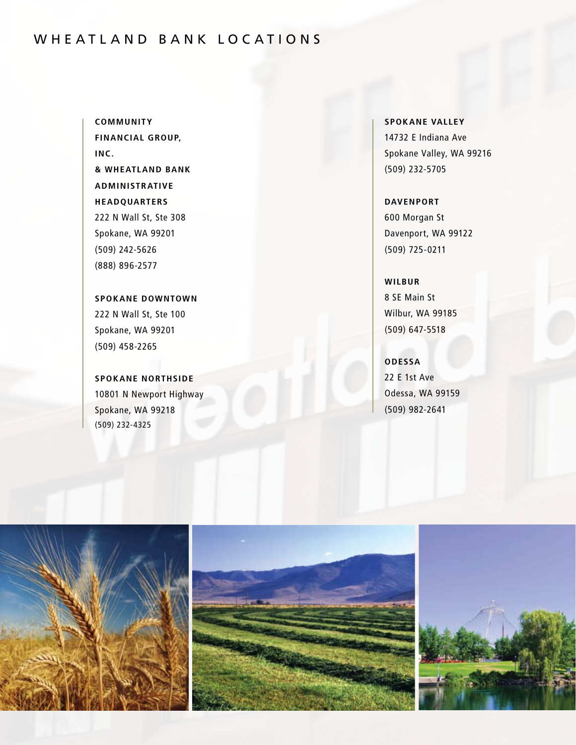# WHEATLAND BANK LOCATIONS

**COMMUNITY FINANCIAL GROUP, INC. & WHEATLAND BANK ADMINISTRATIVE HEADQUARTERS**
222 N Wall St, Ste 308
Spokane, WA 99201
(509) 242-5626
(888) 896-2577

**SPOKANE DOWNTOWN**
222 N Wall St, Ste 100
Spokane, WA 99201
(509) 458-2265

**SPOKANE NORTHSIDE**
10801 N Newport Highway
Spokane, WA 99218
(509) 232-4325

**SPOKANE VALLEY**
14732 E Indiana Ave
Spokane Valley, WA 99216
(509) 232-5705

**DAVENPORT**
600 Morgan St
Davenport, WA 99122
(509) 725-0211

**WILBUR**
8 SE Main St
Wilbur, WA 99185
(509) 647-5518

**ODESSA**
22 E 1st Ave
Odessa, WA 99159
(509) 982-2641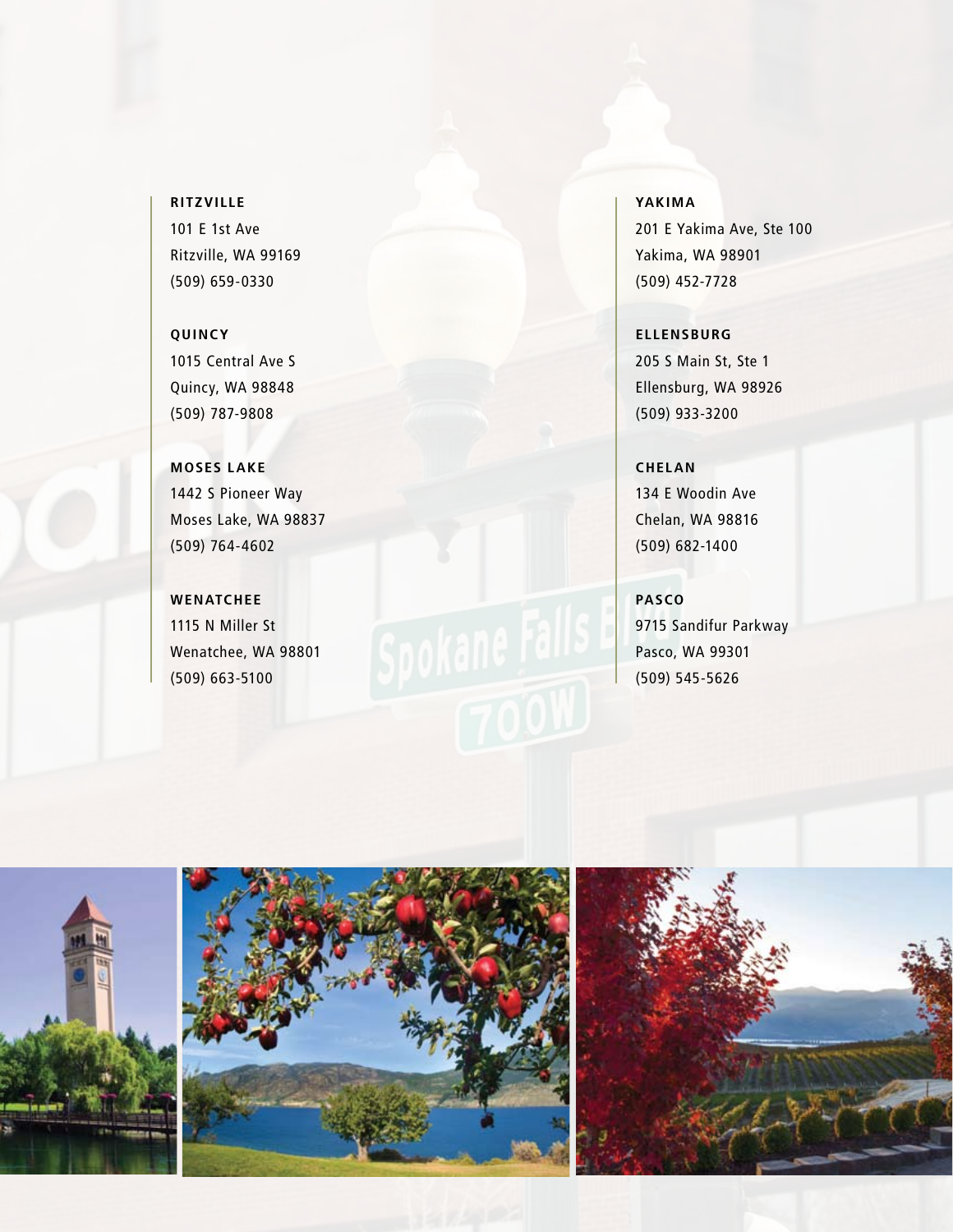**RITZVILLE**
101 E 1st Ave
Ritzville, WA 99169
(509) 659-0330

**QUINCY**
1015 Central Ave S
Quincy, WA 98848
(509) 787-9808

**MOSES LAKE**
1442 S Pioneer Way
Moses Lake, WA 98837
(509) 764-4602

**WENATCHEE**
1115 N Miller St
Wenatchee, WA 98801
(509) 663-5100

**YAKIMA**
201 E Yakima Ave, Ste 100
Yakima, WA 98901
(509) 452-7728

**ELLENSBURG**
205 S Main St, Ste 1
Ellensburg, WA 98926
(509) 933-3200

**CHELAN**
134 E Woodin Ave
Chelan, WA 98816
(509) 682-1400

**PASCO**
9715 Sandifur Parkway
Pasco, WA 99301
(509) 545-5626